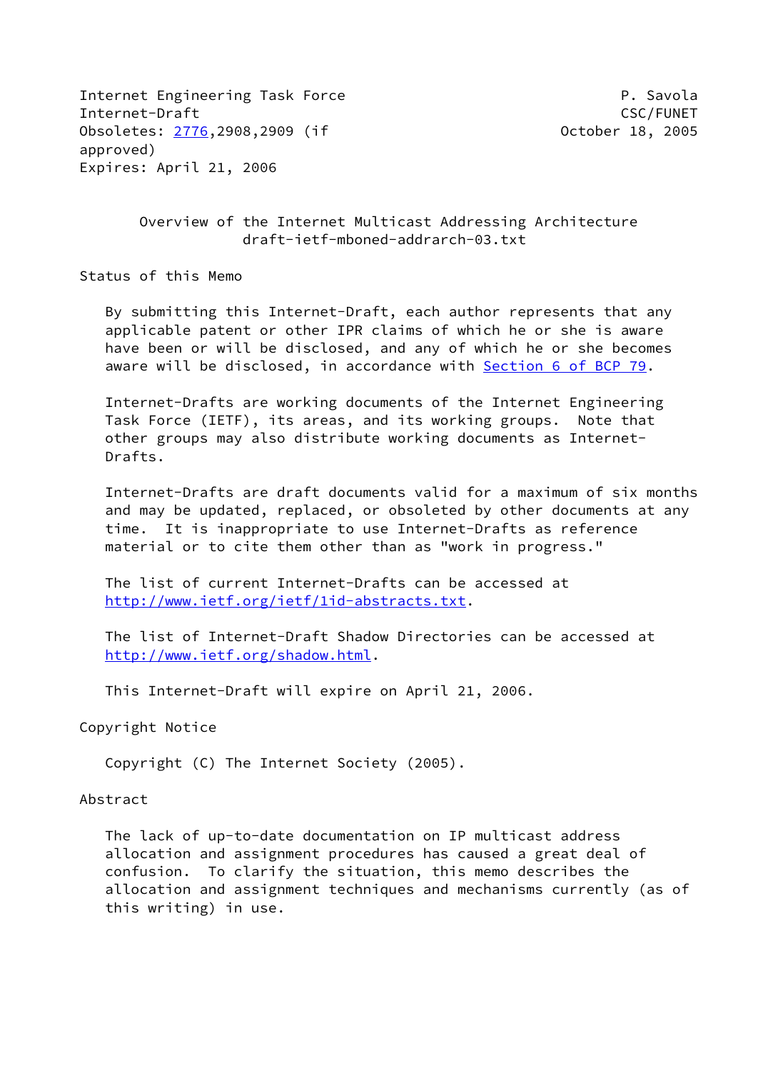Internet Engineering Task Force P. Savola
Internet-Draft CSC/FUNET
Obsoletes: 2776,2908,2909 (if approved) October 18, 2005
Expires: April 21, 2006

# Overview of the Internet Multicast Addressing Architecture
draft-ietf-mboned-addrarch-03.txt

## Status of this Memo

By submitting this Internet-Draft, each author represents that any applicable patent or other IPR claims of which he or she is aware have been or will be disclosed, and any of which he or she becomes aware will be disclosed, in accordance with Section 6 of BCP 79.

Internet-Drafts are working documents of the Internet Engineering Task Force (IETF), its areas, and its working groups. Note that other groups may also distribute working documents as Internet-Drafts.

Internet-Drafts are draft documents valid for a maximum of six months and may be updated, replaced, or obsoleted by other documents at any time. It is inappropriate to use Internet-Drafts as reference material or to cite them other than as "work in progress."

The list of current Internet-Drafts can be accessed at http://www.ietf.org/ietf/1id-abstracts.txt.

The list of Internet-Draft Shadow Directories can be accessed at http://www.ietf.org/shadow.html.

This Internet-Draft will expire on April 21, 2006.

## Copyright Notice

Copyright (C) The Internet Society (2005).

## Abstract

The lack of up-to-date documentation on IP multicast address allocation and assignment procedures has caused a great deal of confusion. To clarify the situation, this memo describes the allocation and assignment techniques and mechanisms currently (as of this writing) in use.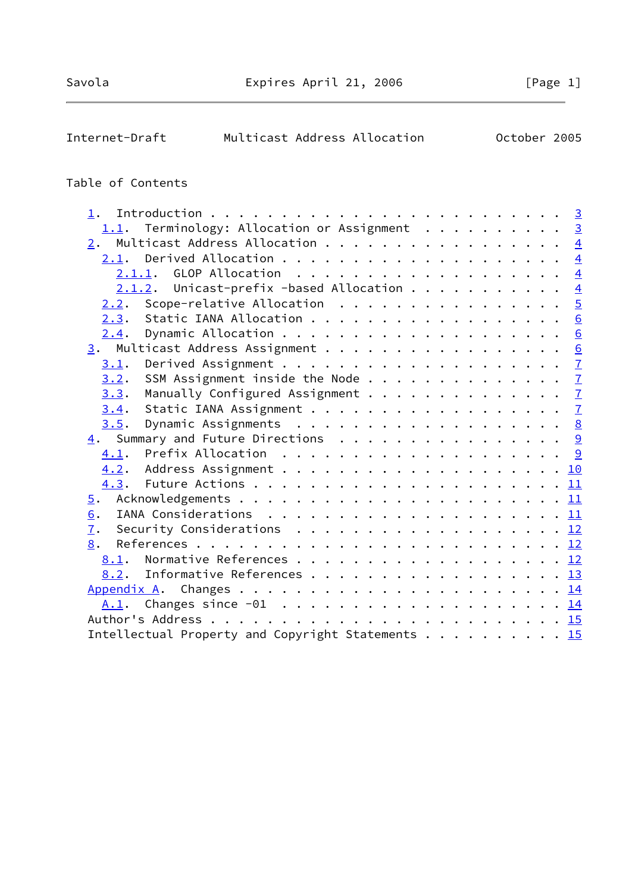## Table of Contents

```
   1.  Introduction . . . . . . . . . . . . . . . . . . . . . . . . .  3
     1.1.  Terminology: Allocation or Assignment  . . . . . . . . . .  3
   2.  Multicast Address Allocation . . . . . . . . . . . . . . . . .  4
     2.1.  Derived Allocation . . . . . . . . . . . . . . . . . . . .  4
       2.1.1.  GLOP Allocation  . . . . . . . . . . . . . . . . . . .  4
       2.1.2.  Unicast-prefix -based Allocation . . . . . . . . . . .  4
     2.2.  Scope-relative Allocation  . . . . . . . . . . . . . . . .  5
     2.3.  Static IANA Allocation . . . . . . . . . . . . . . . . . .  6
     2.4.  Dynamic Allocation . . . . . . . . . . . . . . . . . . . .  6
   3.  Multicast Address Assignment . . . . . . . . . . . . . . . . .  6
     3.1.  Derived Assignment . . . . . . . . . . . . . . . . . . . .  7
     3.2.  SSM Assignment inside the Node . . . . . . . . . . . . . .  7
     3.3.  Manually Configured Assignment . . . . . . . . . . . . . .  7
     3.4.  Static IANA Assignment . . . . . . . . . . . . . . . . . .  7
     3.5.  Dynamic Assignments  . . . . . . . . . . . . . . . . . . .  8
   4.  Summary and Future Directions  . . . . . . . . . . . . . . . .  9
     4.1.  Prefix Allocation  . . . . . . . . . . . . . . . . . . . .  9
     4.2.  Address Assignment . . . . . . . . . . . . . . . . . . . . 10
     4.3.  Future Actions . . . . . . . . . . . . . . . . . . . . . . 11
   5.  Acknowledgements . . . . . . . . . . . . . . . . . . . . . . . 11
   6.  IANA Considerations  . . . . . . . . . . . . . . . . . . . . . 11
   7.  Security Considerations  . . . . . . . . . . . . . . . . . . . 12
   8.  References . . . . . . . . . . . . . . . . . . . . . . . . . . 12
     8.1.  Normative References . . . . . . . . . . . . . . . . . . . 12
     8.2.  Informative References . . . . . . . . . . . . . . . . . . 13
   Appendix A.  Changes . . . . . . . . . . . . . . . . . . . . . . . 14
     A.1.  Changes since -01  . . . . . . . . . . . . . . . . . . . . 14
   Author's Address . . . . . . . . . . . . . . . . . . . . . . . . . 15
   Intellectual Property and Copyright Statements . . . . . . . . . . 15
```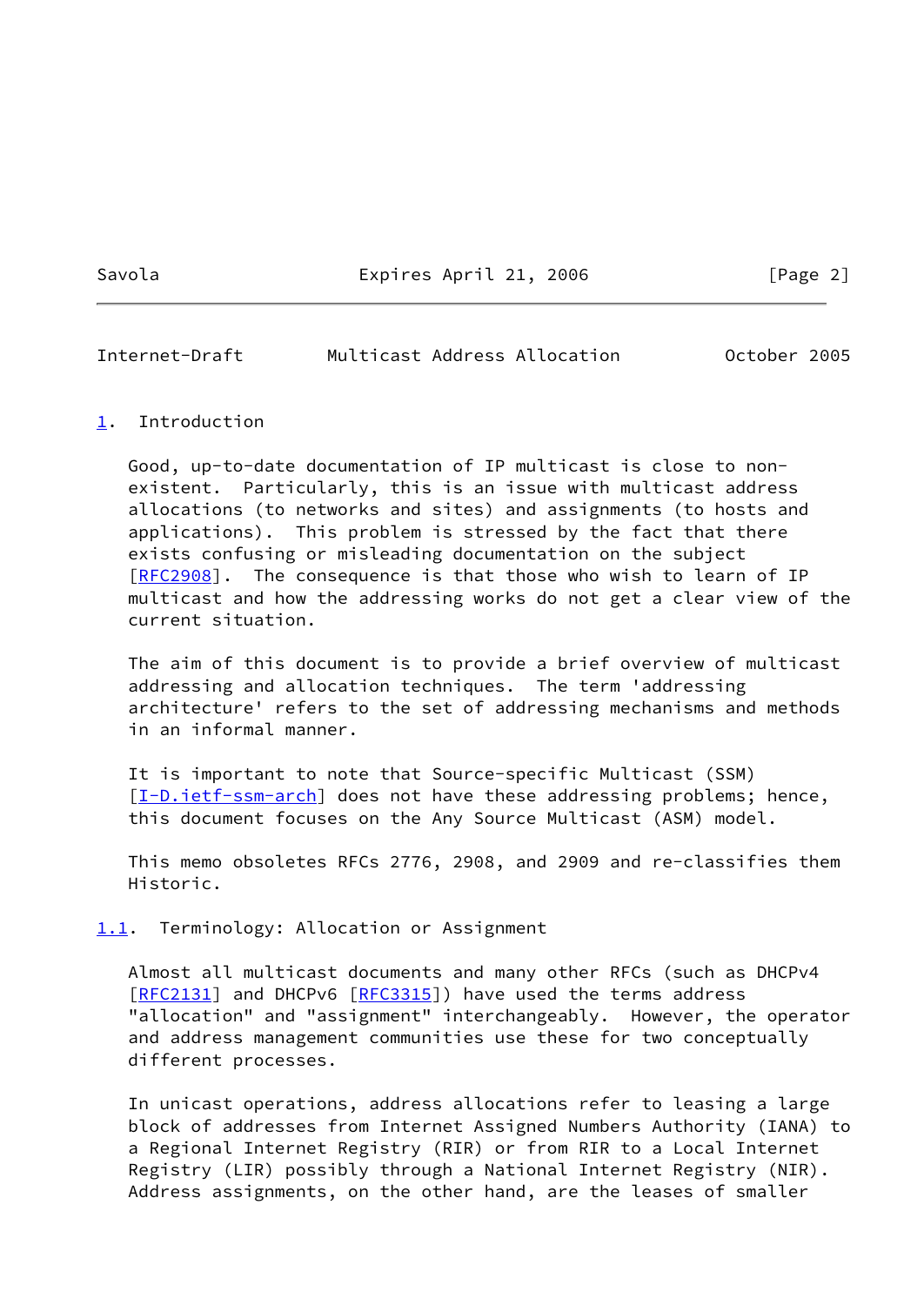## 1. Introduction

Good, up-to-date documentation of IP multicast is close to non-existent. Particularly, this is an issue with multicast address allocations (to networks and sites) and assignments (to hosts and applications). This problem is stressed by the fact that there exists confusing or misleading documentation on the subject [RFC2908]. The consequence is that those who wish to learn of IP multicast and how the addressing works do not get a clear view of the current situation.

The aim of this document is to provide a brief overview of multicast addressing and allocation techniques. The term 'addressing architecture' refers to the set of addressing mechanisms and methods in an informal manner.

It is important to note that Source-specific Multicast (SSM) [I-D.ietf-ssm-arch] does not have these addressing problems; hence, this document focuses on the Any Source Multicast (ASM) model.

This memo obsoletes RFCs 2776, 2908, and 2909 and re-classifies them Historic.

### 1.1. Terminology: Allocation or Assignment

Almost all multicast documents and many other RFCs (such as DHCPv4 [RFC2131] and DHCPv6 [RFC3315]) have used the terms address "allocation" and "assignment" interchangeably. However, the operator and address management communities use these for two conceptually different processes.

In unicast operations, address allocations refer to leasing a large block of addresses from Internet Assigned Numbers Authority (IANA) to a Regional Internet Registry (RIR) or from RIR to a Local Internet Registry (LIR) possibly through a National Internet Registry (NIR). Address assignments, on the other hand, are the leases of smaller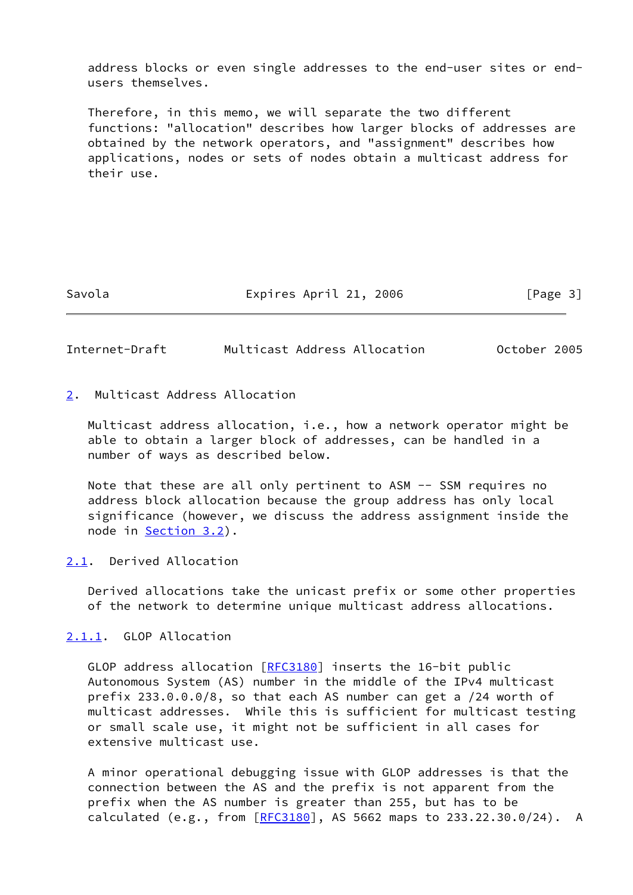address blocks or even single addresses to the end-user sites or end-users themselves.

Therefore, in this memo, we will separate the two different functions: "allocation" describes how larger blocks of addresses are obtained by the network operators, and "assignment" describes how applications, nodes or sets of nodes obtain a multicast address for their use.

## 2. Multicast Address Allocation

Multicast address allocation, i.e., how a network operator might be able to obtain a larger block of addresses, can be handled in a number of ways as described below.

Note that these are all only pertinent to ASM -- SSM requires no address block allocation because the group address has only local significance (however, we discuss the address assignment inside the node in Section 3.2).

### 2.1. Derived Allocation

Derived allocations take the unicast prefix or some other properties of the network to determine unique multicast address allocations.

#### 2.1.1. GLOP Allocation

GLOP address allocation [RFC3180] inserts the 16-bit public Autonomous System (AS) number in the middle of the IPv4 multicast prefix 233.0.0.0/8, so that each AS number can get a /24 worth of multicast addresses. While this is sufficient for multicast testing or small scale use, it might not be sufficient in all cases for extensive multicast use.

A minor operational debugging issue with GLOP addresses is that the connection between the AS and the prefix is not apparent from the prefix when the AS number is greater than 255, but has to be calculated (e.g., from [RFC3180], AS 5662 maps to 233.22.30.0/24). A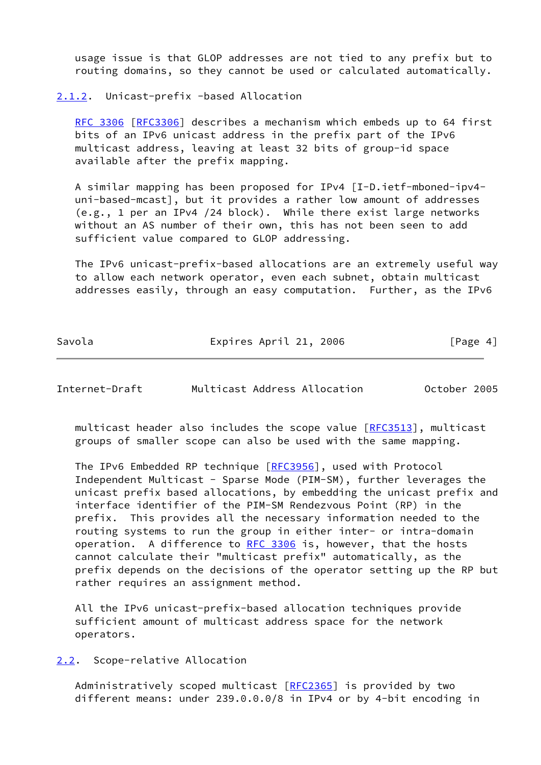usage issue is that GLOP addresses are not tied to any prefix but to routing domains, so they cannot be used or calculated automatically.

### 2.1.2. Unicast-prefix -based Allocation

RFC 3306 [RFC3306] describes a mechanism which embeds up to 64 first bits of an IPv6 unicast address in the prefix part of the IPv6 multicast address, leaving at least 32 bits of group-id space available after the prefix mapping.

A similar mapping has been proposed for IPv4 [I-D.ietf-mboned-ipv4-uni-based-mcast], but it provides a rather low amount of addresses (e.g., 1 per an IPv4 /24 block). While there exist large networks without an AS number of their own, this has not been seen to add sufficient value compared to GLOP addressing.

The IPv6 unicast-prefix-based allocations are an extremely useful way to allow each network operator, even each subnet, obtain multicast addresses easily, through an easy computation. Further, as the IPv6 multicast header also includes the scope value [RFC3513], multicast groups of smaller scope can also be used with the same mapping.

The IPv6 Embedded RP technique [RFC3956], used with Protocol Independent Multicast - Sparse Mode (PIM-SM), further leverages the unicast prefix based allocations, by embedding the unicast prefix and interface identifier of the PIM-SM Rendezvous Point (RP) in the prefix. This provides all the necessary information needed to the routing systems to run the group in either inter- or intra-domain operation. A difference to RFC 3306 is, however, that the hosts cannot calculate their "multicast prefix" automatically, as the prefix depends on the decisions of the operator setting up the RP but rather requires an assignment method.

All the IPv6 unicast-prefix-based allocation techniques provide sufficient amount of multicast address space for the network operators.

## 2.2. Scope-relative Allocation

Administratively scoped multicast [RFC2365] is provided by two different means: under 239.0.0.0/8 in IPv4 or by 4-bit encoding in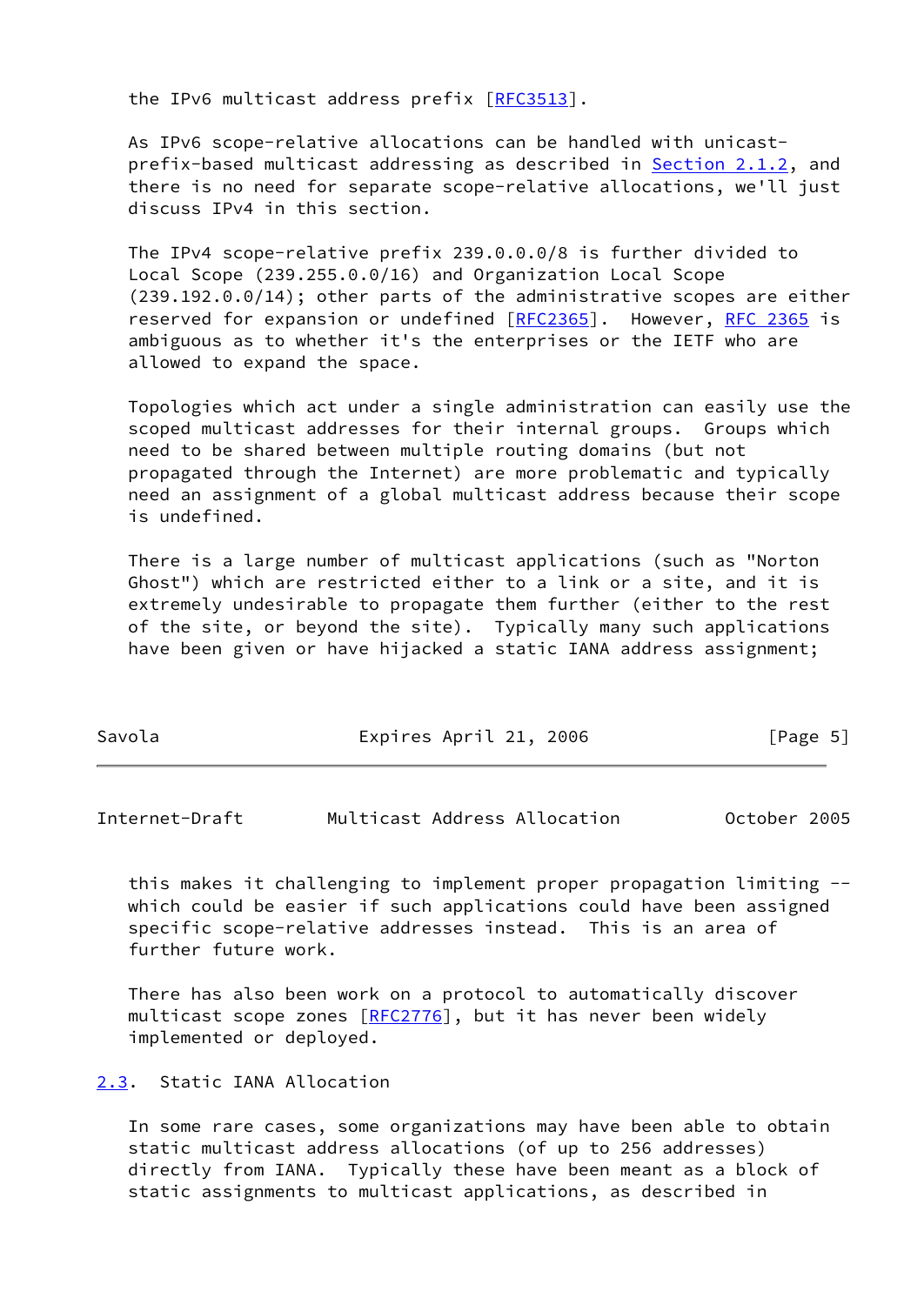the IPv6 multicast address prefix [RFC3513].

As IPv6 scope-relative allocations can be handled with unicast-prefix-based multicast addressing as described in Section 2.1.2, and there is no need for separate scope-relative allocations, we'll just discuss IPv4 in this section.

The IPv4 scope-relative prefix 239.0.0.0/8 is further divided to Local Scope (239.255.0.0/16) and Organization Local Scope (239.192.0.0/14); other parts of the administrative scopes are either reserved for expansion or undefined [RFC2365]. However, RFC 2365 is ambiguous as to whether it's the enterprises or the IETF who are allowed to expand the space.

Topologies which act under a single administration can easily use the scoped multicast addresses for their internal groups. Groups which need to be shared between multiple routing domains (but not propagated through the Internet) are more problematic and typically need an assignment of a global multicast address because their scope is undefined.

There is a large number of multicast applications (such as "Norton Ghost") which are restricted either to a link or a site, and it is extremely undesirable to propagate them further (either to the rest of the site, or beyond the site). Typically many such applications have been given or have hijacked a static IANA address assignment; this makes it challenging to implement proper propagation limiting -- which could be easier if such applications could have been assigned specific scope-relative addresses instead. This is an area of further future work.

There has also been work on a protocol to automatically discover multicast scope zones [RFC2776], but it has never been widely implemented or deployed.

### 2.3. Static IANA Allocation

In some rare cases, some organizations may have been able to obtain static multicast address allocations (of up to 256 addresses) directly from IANA. Typically these have been meant as a block of static assignments to multicast applications, as described in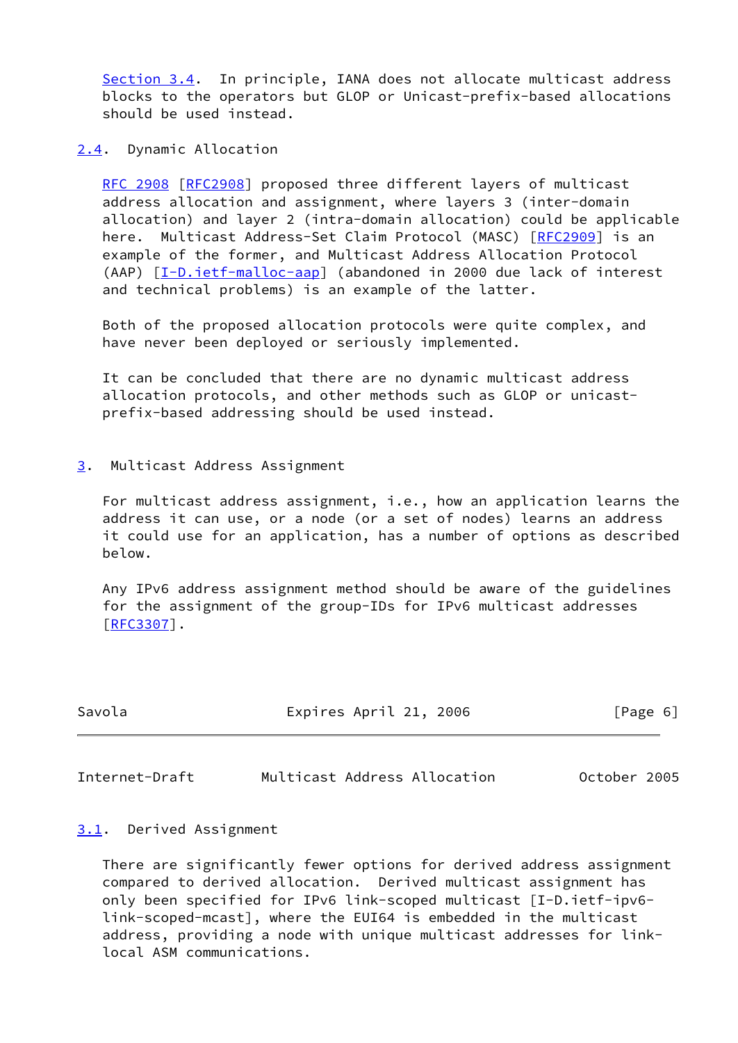Section 3.4. In principle, IANA does not allocate multicast address blocks to the operators but GLOP or Unicast-prefix-based allocations should be used instead.

## 2.4. Dynamic Allocation

RFC 2908 [RFC2908] proposed three different layers of multicast address allocation and assignment, where layers 3 (inter-domain allocation) and layer 2 (intra-domain allocation) could be applicable here. Multicast Address-Set Claim Protocol (MASC) [RFC2909] is an example of the former, and Multicast Address Allocation Protocol (AAP) [I-D.ietf-malloc-aap] (abandoned in 2000 due lack of interest and technical problems) is an example of the latter.

Both of the proposed allocation protocols were quite complex, and have never been deployed or seriously implemented.

It can be concluded that there are no dynamic multicast address allocation protocols, and other methods such as GLOP or unicast-prefix-based addressing should be used instead.

# 3. Multicast Address Assignment

For multicast address assignment, i.e., how an application learns the address it can use, or a node (or a set of nodes) learns an address it could use for an application, has a number of options as described below.

Any IPv6 address assignment method should be aware of the guidelines for the assignment of the group-IDs for IPv6 multicast addresses [RFC3307].

## 3.1. Derived Assignment

There are significantly fewer options for derived address assignment compared to derived allocation. Derived multicast assignment has only been specified for IPv6 link-scoped multicast [I-D.ietf-ipv6-link-scoped-mcast], where the EUI64 is embedded in the multicast address, providing a node with unique multicast addresses for link-local ASM communications.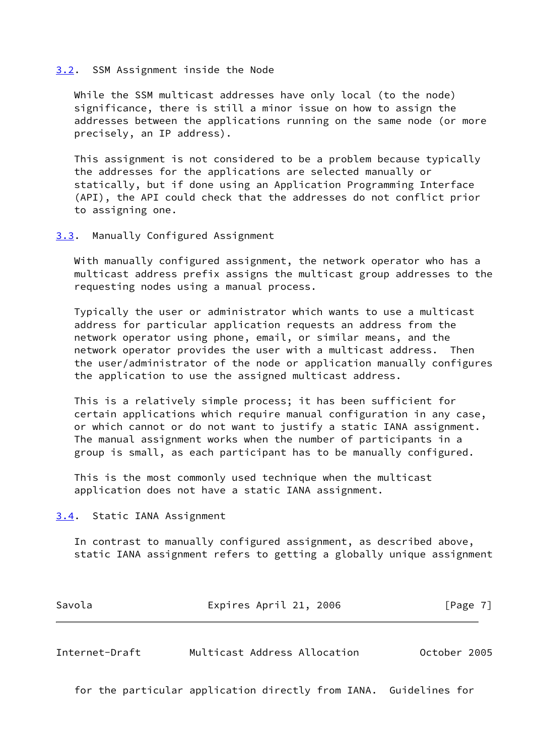### 3.2. SSM Assignment inside the Node

While the SSM multicast addresses have only local (to the node) significance, there is still a minor issue on how to assign the addresses between the applications running on the same node (or more precisely, an IP address).

This assignment is not considered to be a problem because typically the addresses for the applications are selected manually or statically, but if done using an Application Programming Interface (API), the API could check that the addresses do not conflict prior to assigning one.

### 3.3. Manually Configured Assignment

With manually configured assignment, the network operator who has a multicast address prefix assigns the multicast group addresses to the requesting nodes using a manual process.

Typically the user or administrator which wants to use a multicast address for particular application requests an address from the network operator using phone, email, or similar means, and the network operator provides the user with a multicast address. Then the user/administrator of the node or application manually configures the application to use the assigned multicast address.

This is a relatively simple process; it has been sufficient for certain applications which require manual configuration in any case, or which cannot or do not want to justify a static IANA assignment. The manual assignment works when the number of participants in a group is small, as each participant has to be manually configured.

This is the most commonly used technique when the multicast application does not have a static IANA assignment.

### 3.4. Static IANA Assignment

In contrast to manually configured assignment, as described above, static IANA assignment refers to getting a globally unique assignment for the particular application directly from IANA. Guidelines for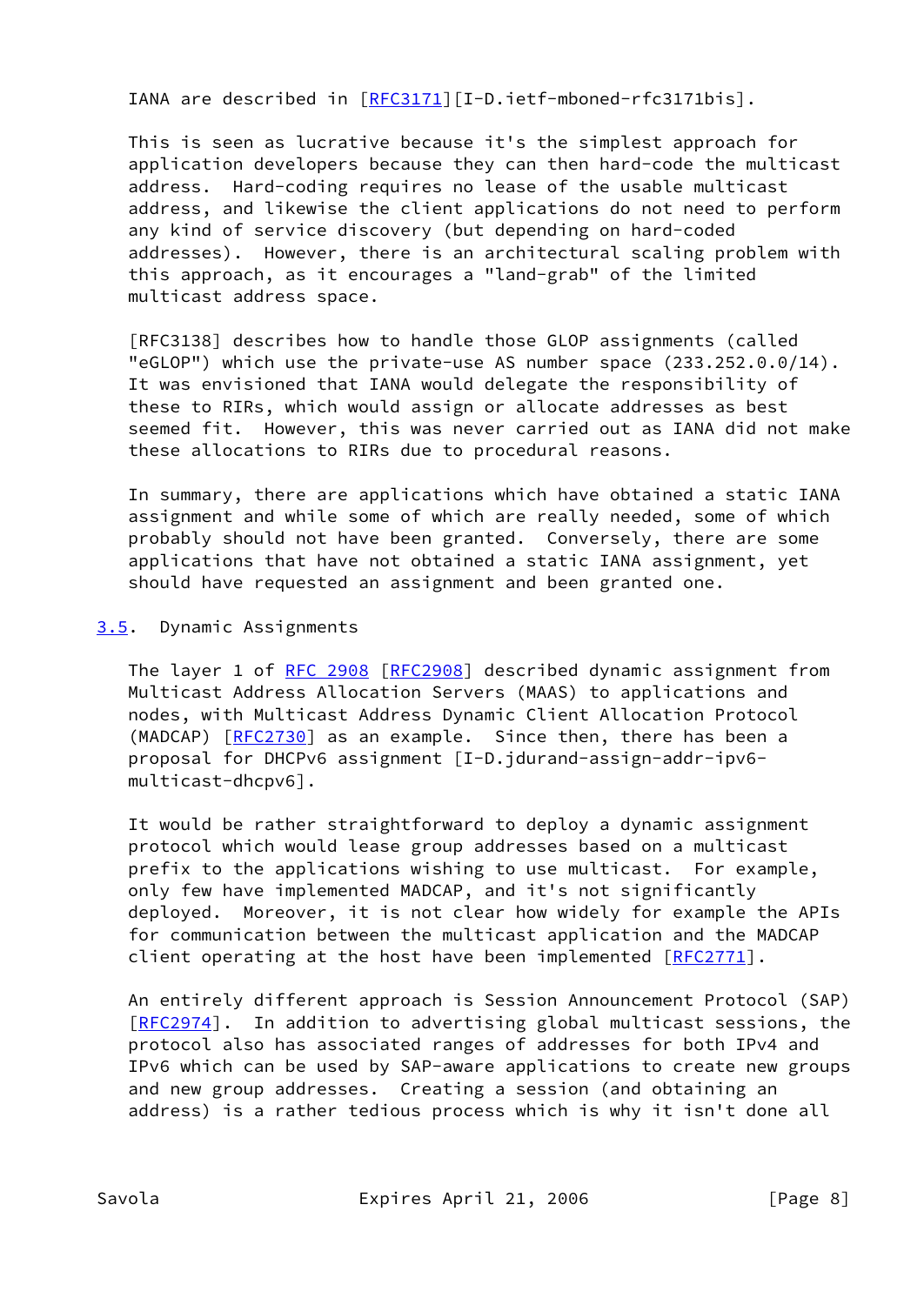IANA are described in [RFC3171][I-D.ietf-mboned-rfc3171bis].

This is seen as lucrative because it's the simplest approach for application developers because they can then hard-code the multicast address. Hard-coding requires no lease of the usable multicast address, and likewise the client applications do not need to perform any kind of service discovery (but depending on hard-coded addresses). However, there is an architectural scaling problem with this approach, as it encourages a "land-grab" of the limited multicast address space.

[RFC3138] describes how to handle those GLOP assignments (called "eGLOP") which use the private-use AS number space (233.252.0.0/14). It was envisioned that IANA would delegate the responsibility of these to RIRs, which would assign or allocate addresses as best seemed fit. However, this was never carried out as IANA did not make these allocations to RIRs due to procedural reasons.

In summary, there are applications which have obtained a static IANA assignment and while some of which are really needed, some of which probably should not have been granted. Conversely, there are some applications that have not obtained a static IANA assignment, yet should have requested an assignment and been granted one.

### 3.5. Dynamic Assignments

The layer 1 of RFC 2908 [RFC2908] described dynamic assignment from Multicast Address Allocation Servers (MAAS) to applications and nodes, with Multicast Address Dynamic Client Allocation Protocol (MADCAP) [RFC2730] as an example. Since then, there has been a proposal for DHCPv6 assignment [I-D.jdurand-assign-addr-ipv6-multicast-dhcpv6].

It would be rather straightforward to deploy a dynamic assignment protocol which would lease group addresses based on a multicast prefix to the applications wishing to use multicast. For example, only few have implemented MADCAP, and it's not significantly deployed. Moreover, it is not clear how widely for example the APIs for communication between the multicast application and the MADCAP client operating at the host have been implemented [RFC2771].

An entirely different approach is Session Announcement Protocol (SAP) [RFC2974]. In addition to advertising global multicast sessions, the protocol also has associated ranges of addresses for both IPv4 and IPv6 which can be used by SAP-aware applications to create new groups and new group addresses. Creating a session (and obtaining an address) is a rather tedious process which is why it isn't done all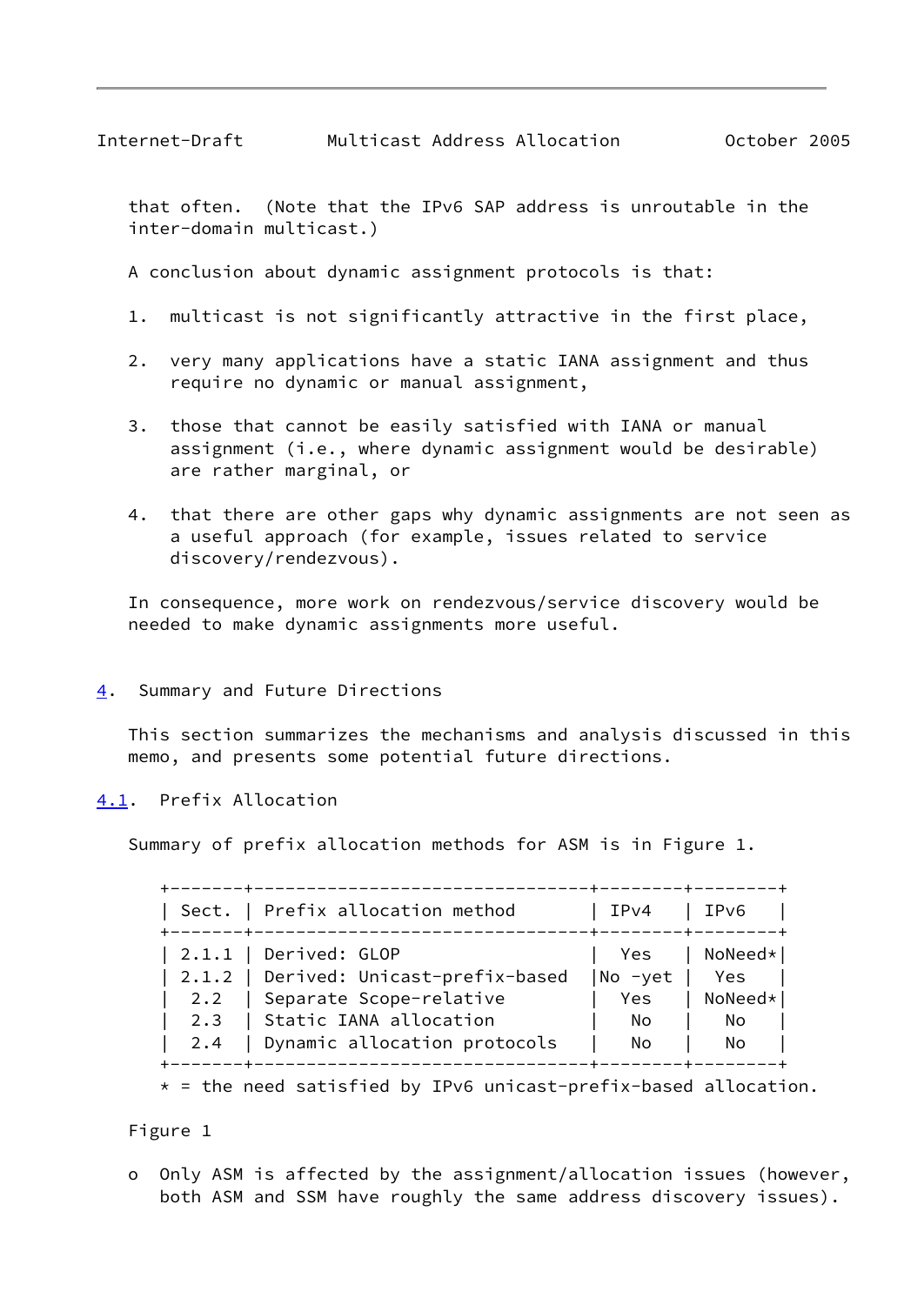that often. (Note that the IPv6 SAP address is unroutable in the inter-domain multicast.)

A conclusion about dynamic assignment protocols is that:

1. multicast is not significantly attractive in the first place,

2. very many applications have a static IANA assignment and thus require no dynamic or manual assignment,

3. those that cannot be easily satisfied with IANA or manual assignment (i.e., where dynamic assignment would be desirable) are rather marginal, or

4. that there are other gaps why dynamic assignments are not seen as a useful approach (for example, issues related to service discovery/rendezvous).

In consequence, more work on rendezvous/service discovery would be needed to make dynamic assignments more useful.

## 4. Summary and Future Directions

This section summarizes the mechanisms and analysis discussed in this memo, and presents some potential future directions.

### 4.1. Prefix Allocation

Summary of prefix allocation methods for ASM is in Figure 1.

| Sect. | Prefix allocation method | IPv4 | IPv6 |
|---|---|---|---|
| 2.1.1 | Derived: GLOP | Yes | NoNeed* |
| 2.1.2 | Derived: Unicast-prefix-based | No -yet | Yes |
| 2.2 | Separate Scope-relative | Yes | NoNeed* |
| 2.3 | Static IANA allocation | No | No |
| 2.4 | Dynamic allocation protocols | No | No |

* = the need satisfied by IPv6 unicast-prefix-based allocation.

Figure 1

- Only ASM is affected by the assignment/allocation issues (however, both ASM and SSM have roughly the same address discovery issues).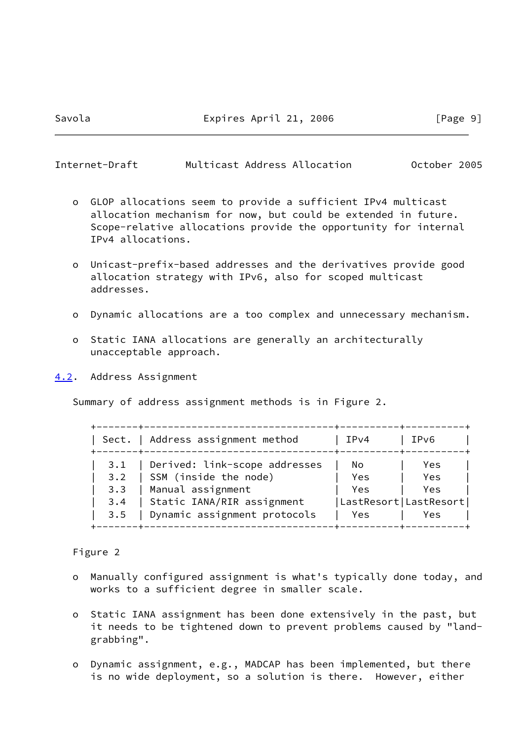- GLOP allocations seem to provide a sufficient IPv4 multicast allocation mechanism for now, but could be extended in future. Scope-relative allocations provide the opportunity for internal IPv4 allocations.

- Unicast-prefix-based addresses and the derivatives provide good allocation strategy with IPv6, also for scoped multicast addresses.

- Dynamic allocations are a too complex and unnecessary mechanism.

- Static IANA allocations are generally an architecturally unacceptable approach.

## 4.2. Address Assignment

Summary of address assignment methods is in Figure 2.

| Sect. | Address assignment method | IPv4 | IPv6 |
| --- | --- | --- | --- |
| 3.1 | Derived: link-scope addresses | No | Yes |
| 3.2 | SSM (inside the node) | Yes | Yes |
| 3.3 | Manual assignment | Yes | Yes |
| 3.4 | Static IANA/RIR assignment | LastResort | LastResort |
| 3.5 | Dynamic assignment protocols | Yes | Yes |

Figure 2

- Manually configured assignment is what's typically done today, and works to a sufficient degree in smaller scale.

- Static IANA assignment has been done extensively in the past, but it needs to be tightened down to prevent problems caused by "land-grabbing".

- Dynamic assignment, e.g., MADCAP has been implemented, but there is no wide deployment, so a solution is there. However, either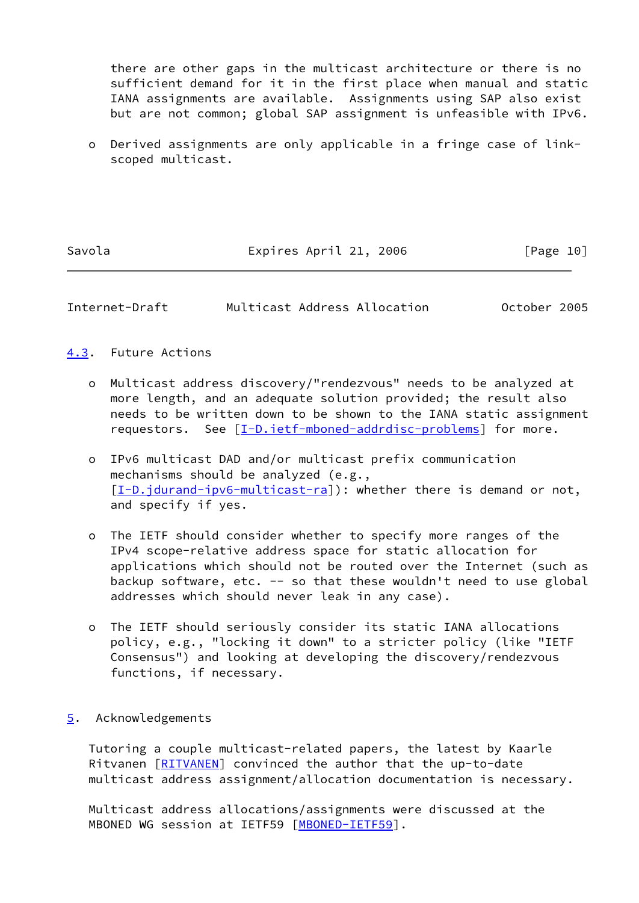there are other gaps in the multicast architecture or there is no sufficient demand for it in the first place when manual and static IANA assignments are available. Assignments using SAP also exist but are not common; global SAP assignment is unfeasible with IPv6.

- Derived assignments are only applicable in a fringe case of link-scoped multicast.

### 4.3. Future Actions

- Multicast address discovery/"rendezvous" needs to be analyzed at more length, and an adequate solution provided; the result also needs to be written down to be shown to the IANA static assignment requestors. See [I-D.ietf-mboned-addrdisc-problems] for more.

- IPv6 multicast DAD and/or multicast prefix communication mechanisms should be analyzed (e.g., [I-D.jdurand-ipv6-multicast-ra]): whether there is demand or not, and specify if yes.

- The IETF should consider whether to specify more ranges of the IPv4 scope-relative address space for static allocation for applications which should not be routed over the Internet (such as backup software, etc. -- so that these wouldn't need to use global addresses which should never leak in any case).

- The IETF should seriously consider its static IANA allocations policy, e.g., "locking it down" to a stricter policy (like "IETF Consensus") and looking at developing the discovery/rendezvous functions, if necessary.

## 5. Acknowledgements

Tutoring a couple multicast-related papers, the latest by Kaarle Ritvanen [RITVANEN] convinced the author that the up-to-date multicast address assignment/allocation documentation is necessary.

Multicast address allocations/assignments were discussed at the MBONED WG session at IETF59 [MBONED-IETF59].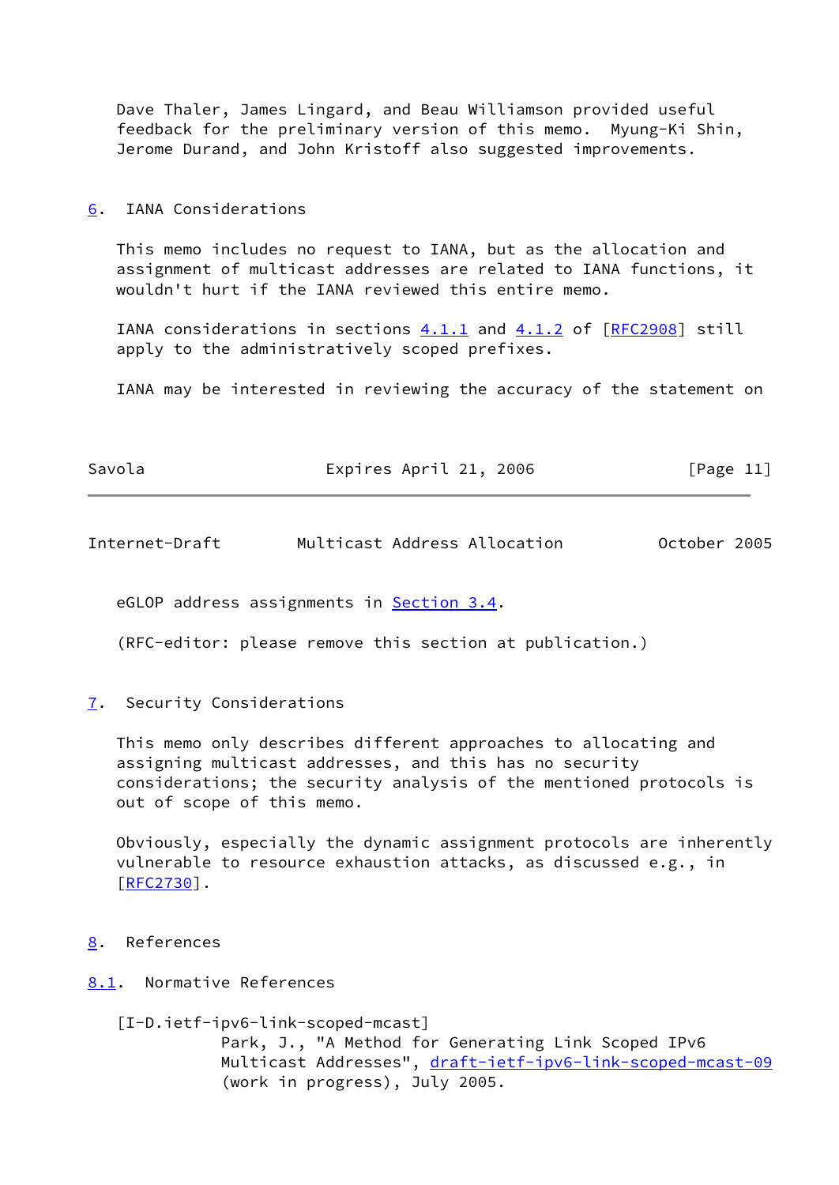Dave Thaler, James Lingard, and Beau Williamson provided useful feedback for the preliminary version of this memo. Myung-Ki Shin, Jerome Durand, and John Kristoff also suggested improvements.

## 6. IANA Considerations

This memo includes no request to IANA, but as the allocation and assignment of multicast addresses are related to IANA functions, it wouldn't hurt if the IANA reviewed this entire memo.

IANA considerations in sections 4.1.1 and 4.1.2 of [RFC2908] still apply to the administratively scoped prefixes.

IANA may be interested in reviewing the accuracy of the statement on eGLOP address assignments in Section 3.4.

(RFC-editor: please remove this section at publication.)

## 7. Security Considerations

This memo only describes different approaches to allocating and assigning multicast addresses, and this has no security considerations; the security analysis of the mentioned protocols is out of scope of this memo.

Obviously, especially the dynamic assignment protocols are inherently vulnerable to resource exhaustion attacks, as discussed e.g., in [RFC2730].

## 8. References

### 8.1. Normative References

[I-D.ietf-ipv6-link-scoped-mcast]
Park, J., "A Method for Generating Link Scoped IPv6 Multicast Addresses", draft-ietf-ipv6-link-scoped-mcast-09 (work in progress), July 2005.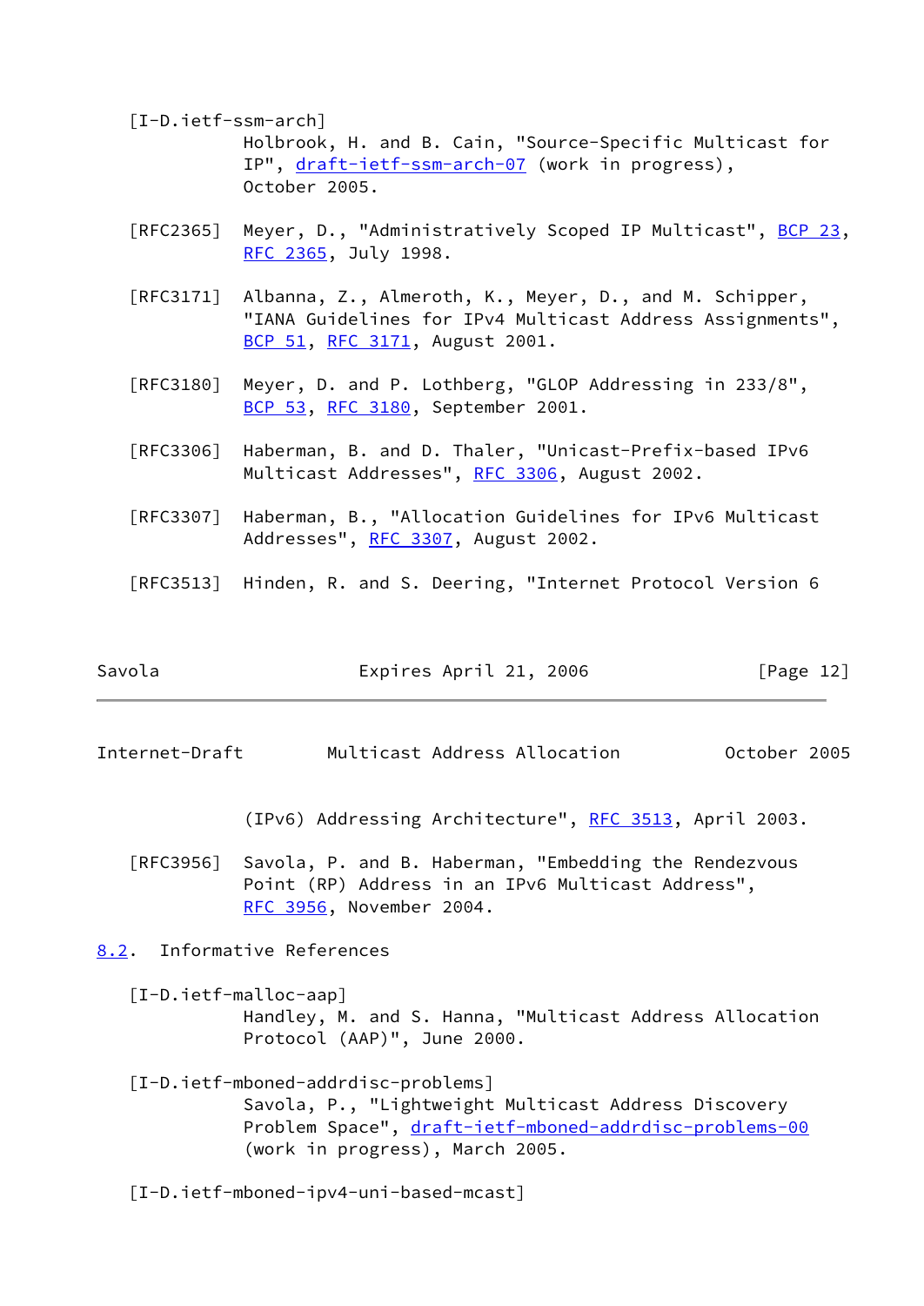[I-D.ietf-ssm-arch]
Holbrook, H. and B. Cain, "Source-Specific Multicast for IP", draft-ietf-ssm-arch-07 (work in progress), October 2005.

[RFC2365] Meyer, D., "Administratively Scoped IP Multicast", BCP 23, RFC 2365, July 1998.

[RFC3171] Albanna, Z., Almeroth, K., Meyer, D., and M. Schipper, "IANA Guidelines for IPv4 Multicast Address Assignments", BCP 51, RFC 3171, August 2001.

[RFC3180] Meyer, D. and P. Lothberg, "GLOP Addressing in 233/8", BCP 53, RFC 3180, September 2001.

[RFC3306] Haberman, B. and D. Thaler, "Unicast-Prefix-based IPv6 Multicast Addresses", RFC 3306, August 2002.

[RFC3307] Haberman, B., "Allocation Guidelines for IPv6 Multicast Addresses", RFC 3307, August 2002.

[RFC3513] Hinden, R. and S. Deering, "Internet Protocol Version 6 (IPv6) Addressing Architecture", RFC 3513, April 2003.

[RFC3956] Savola, P. and B. Haberman, "Embedding the Rendezvous Point (RP) Address in an IPv6 Multicast Address", RFC 3956, November 2004.

## 8.2. Informative References

[I-D.ietf-malloc-aap]
Handley, M. and S. Hanna, "Multicast Address Allocation Protocol (AAP)", June 2000.

[I-D.ietf-mboned-addrdisc-problems]
Savola, P., "Lightweight Multicast Address Discovery Problem Space", draft-ietf-mboned-addrdisc-problems-00 (work in progress), March 2005.

[I-D.ietf-mboned-ipv4-uni-based-mcast]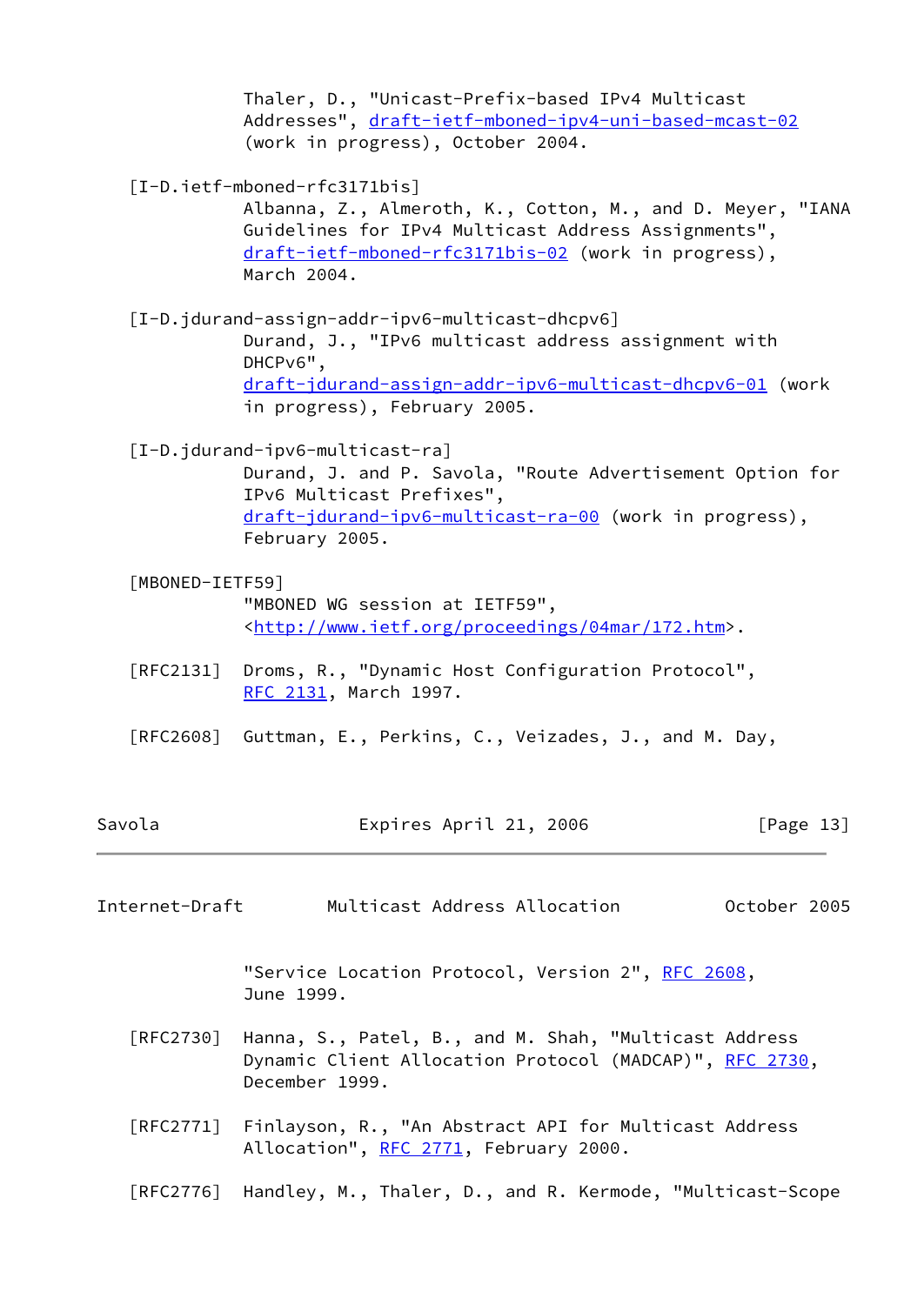Thaler, D., "Unicast-Prefix-based IPv4 Multicast Addresses", draft-ietf-mboned-ipv4-uni-based-mcast-02 (work in progress), October 2004.

[I-D.ietf-mboned-rfc3171bis]
Albanna, Z., Almeroth, K., Cotton, M., and D. Meyer, "IANA Guidelines for IPv4 Multicast Address Assignments", draft-ietf-mboned-rfc3171bis-02 (work in progress), March 2004.

[I-D.jdurand-assign-addr-ipv6-multicast-dhcpv6]
Durand, J., "IPv6 multicast address assignment with DHCPv6", draft-jdurand-assign-addr-ipv6-multicast-dhcpv6-01 (work in progress), February 2005.

[I-D.jdurand-ipv6-multicast-ra]
Durand, J. and P. Savola, "Route Advertisement Option for IPv6 Multicast Prefixes", draft-jdurand-ipv6-multicast-ra-00 (work in progress), February 2005.

[MBONED-IETF59]
"MBONED WG session at IETF59", <http://www.ietf.org/proceedings/04mar/172.htm>.

[RFC2131] Droms, R., "Dynamic Host Configuration Protocol", RFC 2131, March 1997.

[RFC2608] Guttman, E., Perkins, C., Veizades, J., and M. Day, "Service Location Protocol, Version 2", RFC 2608, June 1999.

[RFC2730] Hanna, S., Patel, B., and M. Shah, "Multicast Address Dynamic Client Allocation Protocol (MADCAP)", RFC 2730, December 1999.

[RFC2771] Finlayson, R., "An Abstract API for Multicast Address Allocation", RFC 2771, February 2000.

[RFC2776] Handley, M., Thaler, D., and R. Kermode, "Multicast-Scope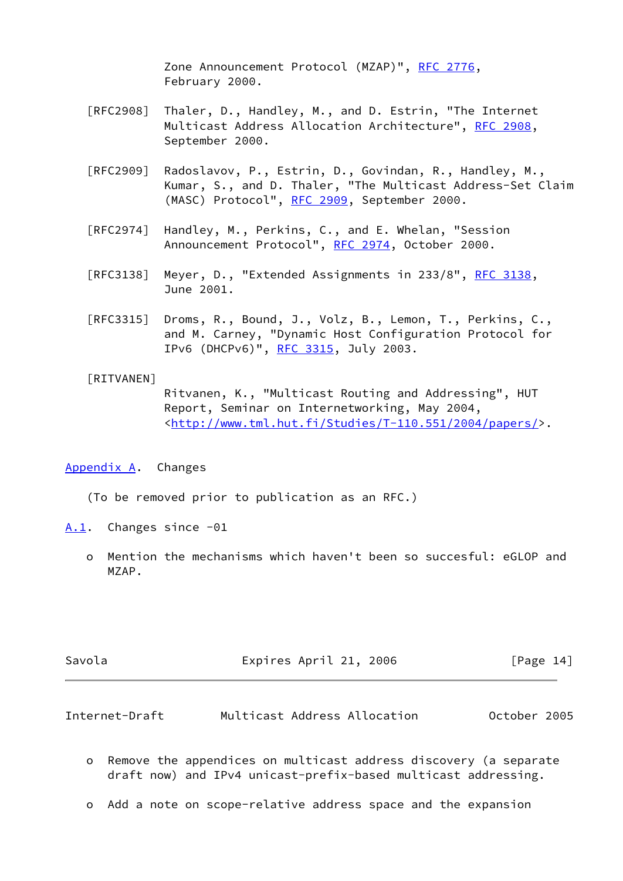Zone Announcement Protocol (MZAP)", RFC 2776, February 2000.

[RFC2908] Thaler, D., Handley, M., and D. Estrin, "The Internet Multicast Address Allocation Architecture", RFC 2908, September 2000.

[RFC2909] Radoslavov, P., Estrin, D., Govindan, R., Handley, M., Kumar, S., and D. Thaler, "The Multicast Address-Set Claim (MASC) Protocol", RFC 2909, September 2000.

[RFC2974] Handley, M., Perkins, C., and E. Whelan, "Session Announcement Protocol", RFC 2974, October 2000.

[RFC3138] Meyer, D., "Extended Assignments in 233/8", RFC 3138, June 2001.

[RFC3315] Droms, R., Bound, J., Volz, B., Lemon, T., Perkins, C., and M. Carney, "Dynamic Host Configuration Protocol for IPv6 (DHCPv6)", RFC 3315, July 2003.

[RITVANEN] Ritvanen, K., "Multicast Routing and Addressing", HUT Report, Seminar on Internetworking, May 2004, <http://www.tml.hut.fi/Studies/T-110.551/2004/papers/>.

# Appendix A. Changes

(To be removed prior to publication as an RFC.)

## A.1. Changes since -01

- Mention the mechanisms which haven't been so succesful: eGLOP and MZAP.
- Remove the appendices on multicast address discovery (a separate draft now) and IPv4 unicast-prefix-based multicast addressing.
- Add a note on scope-relative address space and the expansion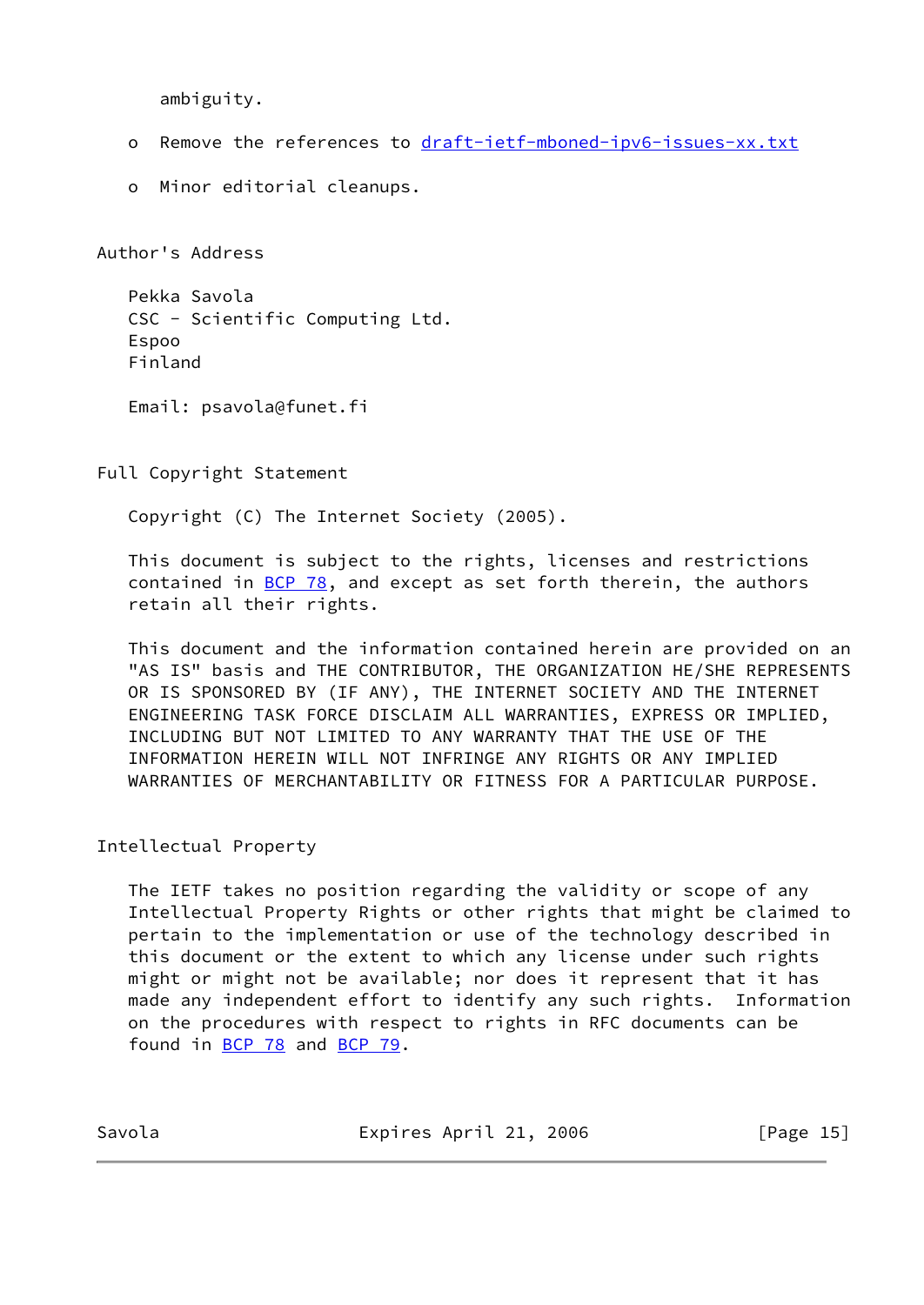ambiguity.

- Remove the references to draft-ietf-mboned-ipv6-issues-xx.txt

- Minor editorial cleanups.

## Author's Address

Pekka Savola
CSC - Scientific Computing Ltd.
Espoo
Finland

Email: psavola@funet.fi

## Full Copyright Statement

Copyright (C) The Internet Society (2005).

This document is subject to the rights, licenses and restrictions contained in BCP 78, and except as set forth therein, the authors retain all their rights.

This document and the information contained herein are provided on an "AS IS" basis and THE CONTRIBUTOR, THE ORGANIZATION HE/SHE REPRESENTS OR IS SPONSORED BY (IF ANY), THE INTERNET SOCIETY AND THE INTERNET ENGINEERING TASK FORCE DISCLAIM ALL WARRANTIES, EXPRESS OR IMPLIED, INCLUDING BUT NOT LIMITED TO ANY WARRANTY THAT THE USE OF THE INFORMATION HEREIN WILL NOT INFRINGE ANY RIGHTS OR ANY IMPLIED WARRANTIES OF MERCHANTABILITY OR FITNESS FOR A PARTICULAR PURPOSE.

## Intellectual Property

The IETF takes no position regarding the validity or scope of any Intellectual Property Rights or other rights that might be claimed to pertain to the implementation or use of the technology described in this document or the extent to which any license under such rights might or might not be available; nor does it represent that it has made any independent effort to identify any such rights. Information on the procedures with respect to rights in RFC documents can be found in BCP 78 and BCP 79.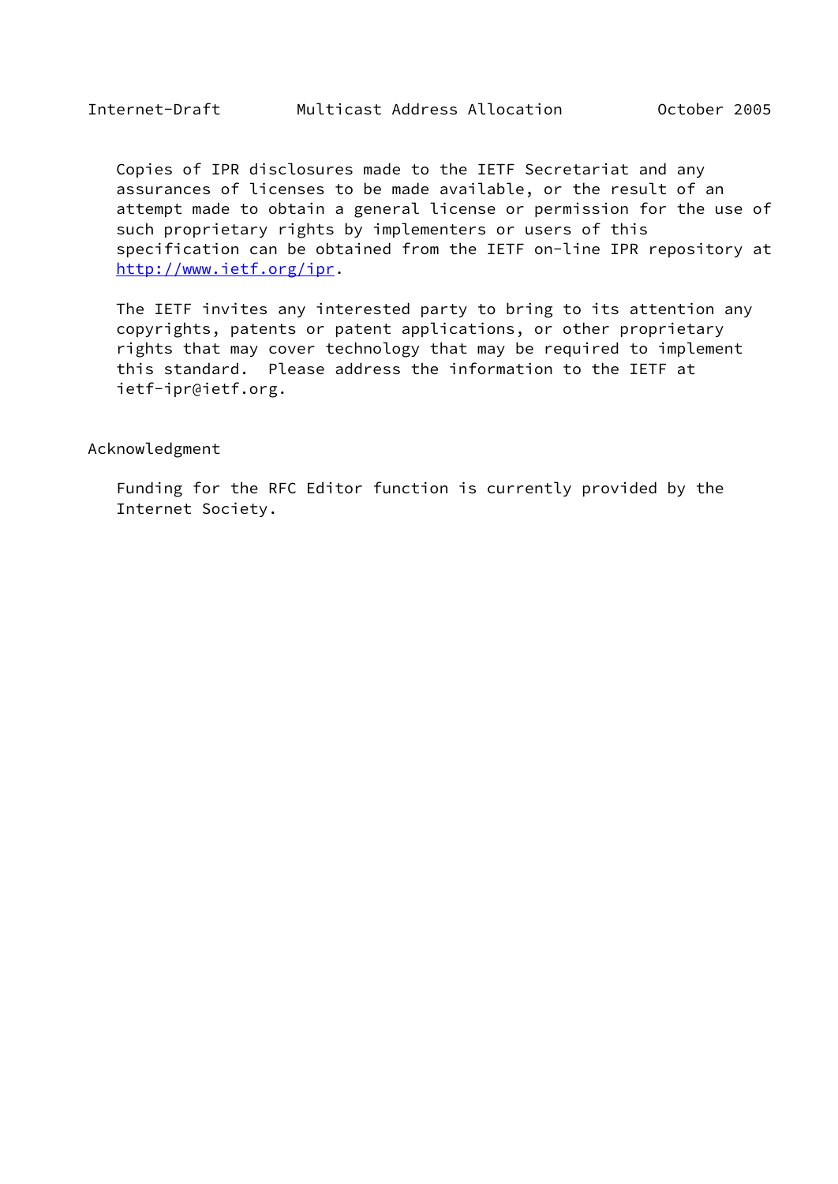Copies of IPR disclosures made to the IETF Secretariat and any assurances of licenses to be made available, or the result of an attempt made to obtain a general license or permission for the use of such proprietary rights by implementers or users of this specification can be obtained from the IETF on-line IPR repository at http://www.ietf.org/ipr.

The IETF invites any interested party to bring to its attention any copyrights, patents or patent applications, or other proprietary rights that may cover technology that may be required to implement this standard. Please address the information to the IETF at ietf-ipr@ietf.org.

## Acknowledgment

Funding for the RFC Editor function is currently provided by the Internet Society.